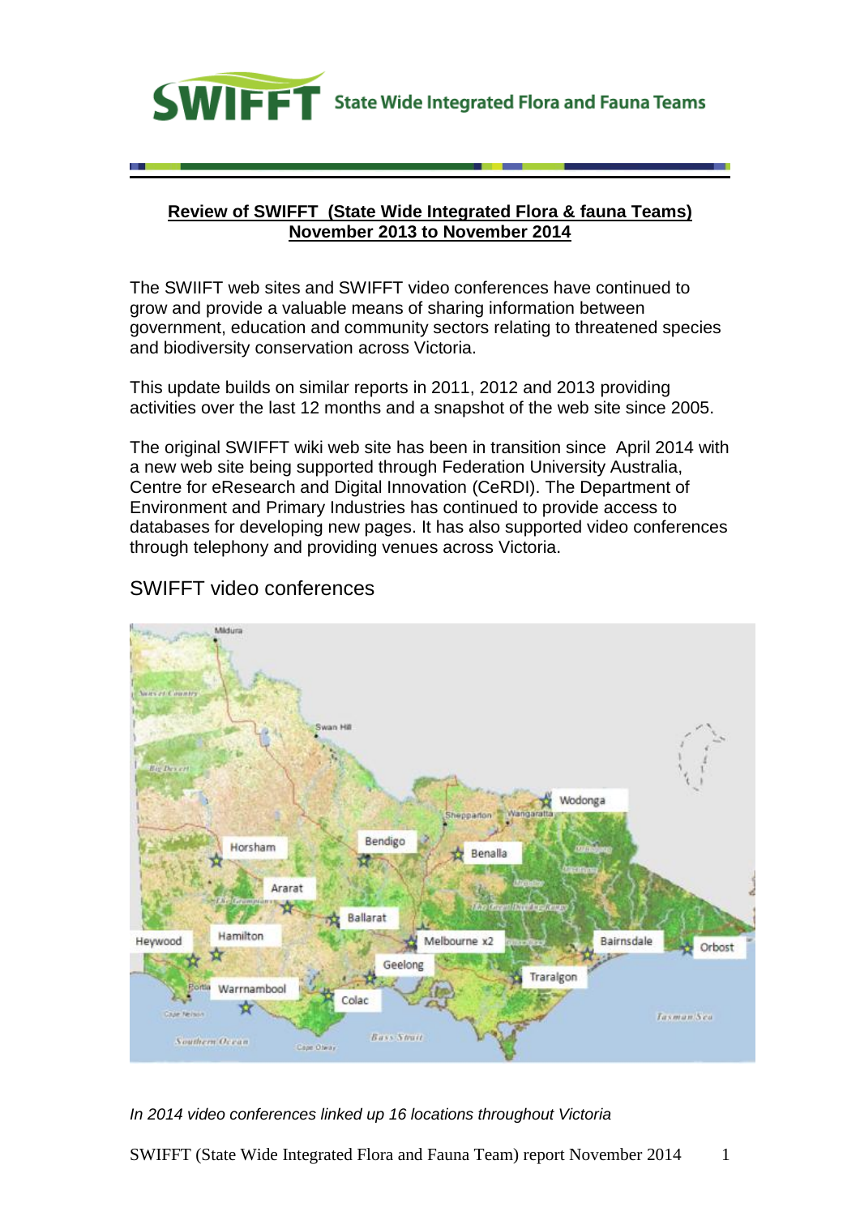SWIFFT State Wide Integrated Flora and Fauna Teams

**Review of SWIFFT (State Wide Integrated Flora & fauna Teams)**
**November 2013 to November 2014**

The SWIIFT web sites and SWIFFT video conferences have continued to grow and provide a valuable means of sharing information between government, education and community sectors relating to threatened species and biodiversity conservation across Victoria.

This update builds on similar reports in 2011, 2012 and 2013 providing activities over the last 12 months and a snapshot of the web site since 2005.

The original SWIFFT wiki web site has been in transition since April 2014 with a new web site being supported through Federation University Australia, Centre for eResearch and Digital Innovation (CeRDI). The Department of Environment and Primary Industries has continued to provide access to databases for developing new pages. It has also supported video conferences through telephony and providing venues across Victoria.

## SWIFFT video conferences

*In 2014 video conferences linked up 16 locations throughout Victoria*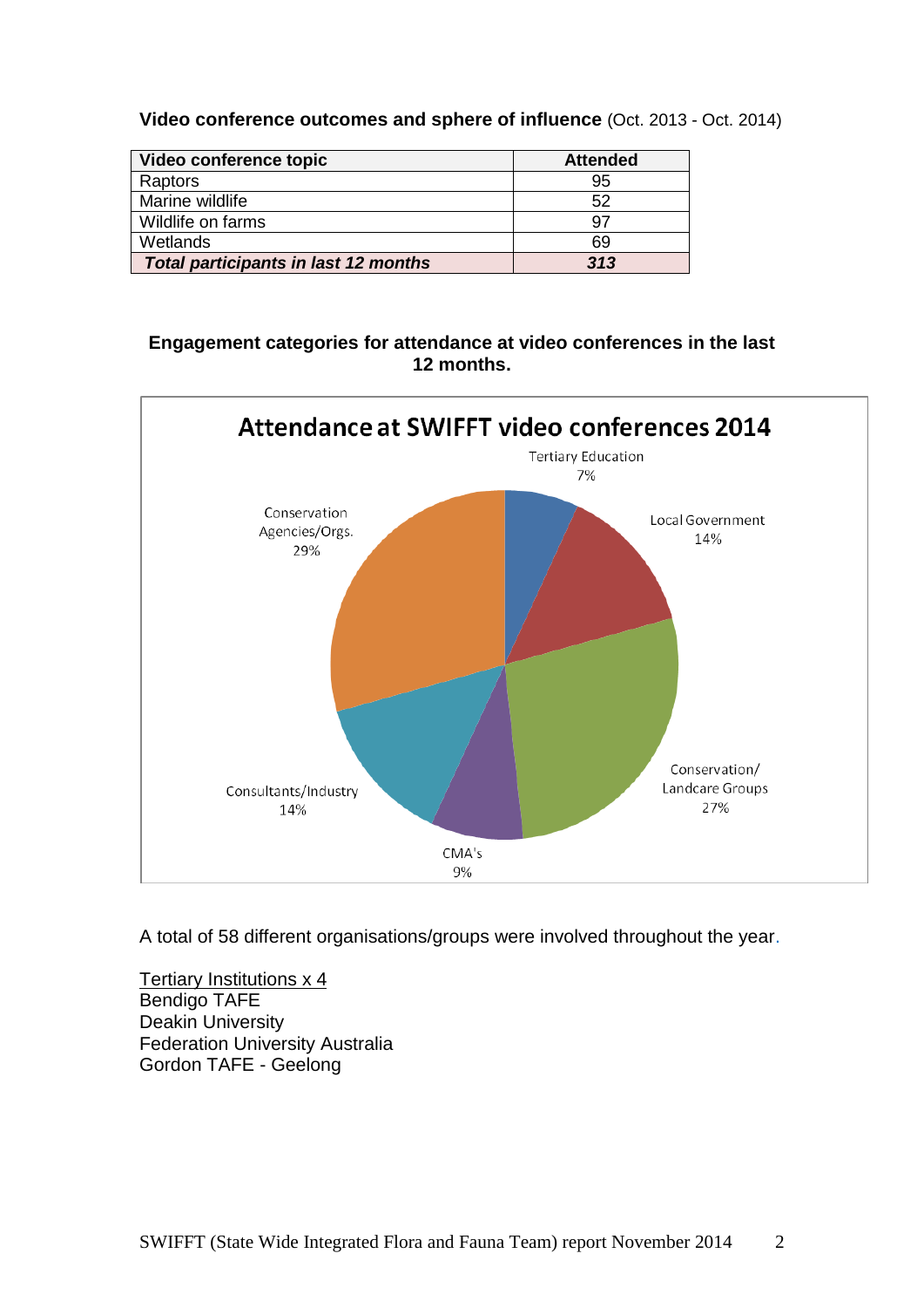**Video conference outcomes and sphere of influence** (Oct. 2013 - Oct. 2014)

| Video conference topic | Attended |
|---|---|
| Raptors | 95 |
| Marine wildlife | 52 |
| Wildlife on farms | 97 |
| Wetlands | 69 |
| ***Total participants in last 12 months*** | ***313*** |

**Engagement categories for attendance at video conferences in the last 12 months.**

Attendance at SWIFFT video conferences 2014

| Category | Percentage |
|---|---|
| Tertiary Education | 7% |
| Local Government | 14% |
| Conservation/ Landcare Groups | 27% |
| CMA's | 9% |
| Consultants/Industry | 14% |
| Conservation Agencies/Orgs. | 29% |

A total of 58 different organisations/groups were involved throughout the year.

Tertiary Institutions x 4
Bendigo TAFE
Deakin University
Federation University Australia
Gordon TAFE - Geelong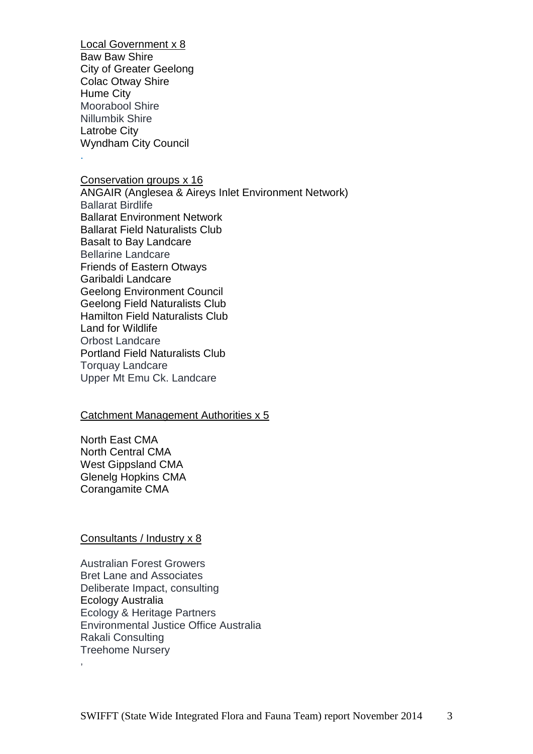Local Government x 8

Baw Baw Shire
City of Greater Geelong
Colac Otway Shire
Hume City
Moorabool Shire
Nillumbik Shire
Latrobe City
Wyndham City Council

Conservation groups x 16

ANGAIR (Anglesea & Aireys Inlet Environment Network)
Ballarat Birdlife
Ballarat Environment Network
Ballarat Field Naturalists Club
Basalt to Bay Landcare
Bellarine Landcare
Friends of Eastern Otways
Garibaldi Landcare
Geelong Environment Council
Geelong Field Naturalists Club
Hamilton Field Naturalists Club
Land for Wildlife
Orbost Landcare
Portland Field Naturalists Club
Torquay Landcare
Upper Mt Emu Ck. Landcare

Catchment Management Authorities x 5

North East CMA
North Central CMA
West Gippsland CMA
Glenelg Hopkins CMA
Corangamite CMA

Consultants / Industry x 8

Australian Forest Growers
Bret Lane and Associates
Deliberate Impact, consulting
Ecology Australia
Ecology & Heritage Partners
Environmental Justice Office Australia
Rakali Consulting
Treehome Nursery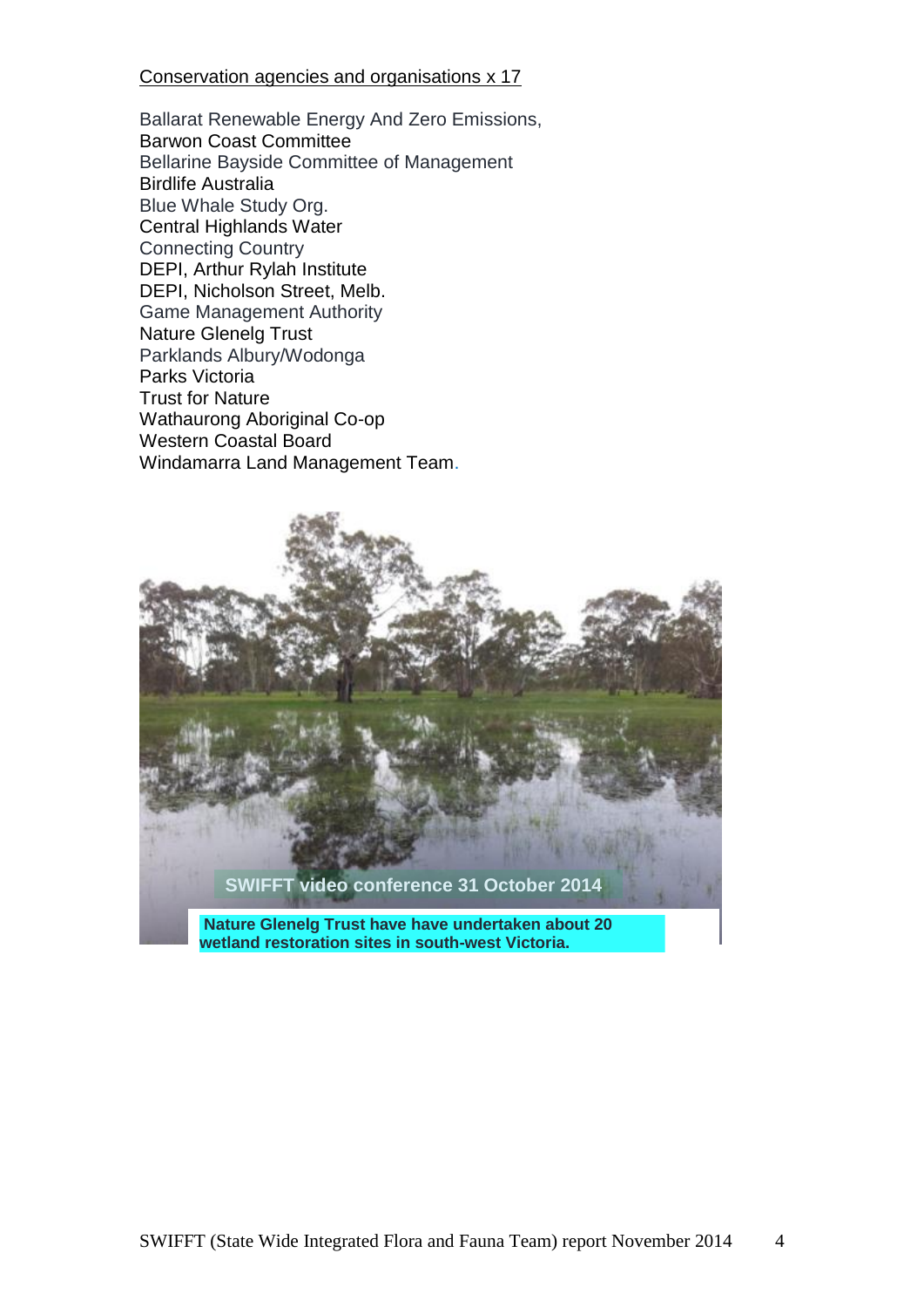Conservation agencies and organisations x 17

Ballarat Renewable Energy And Zero Emissions,
Barwon Coast Committee
Bellarine Bayside Committee of Management
Birdlife Australia
Blue Whale Study Org.
Central Highlands Water
Connecting Country
DEPI, Arthur Rylah Institute
DEPI, Nicholson Street, Melb.
Game Management Authority
Nature Glenelg Trust
Parklands Albury/Wodonga
Parks Victoria
Trust for Nature
Wathaurong Aboriginal Co-op
Western Coastal Board
Windamarra Land Management Team.

SWIFFT video conference 31 October 2014

**Nature Glenelg Trust have have undertaken about 20 wetland restoration sites in south-west Victoria.**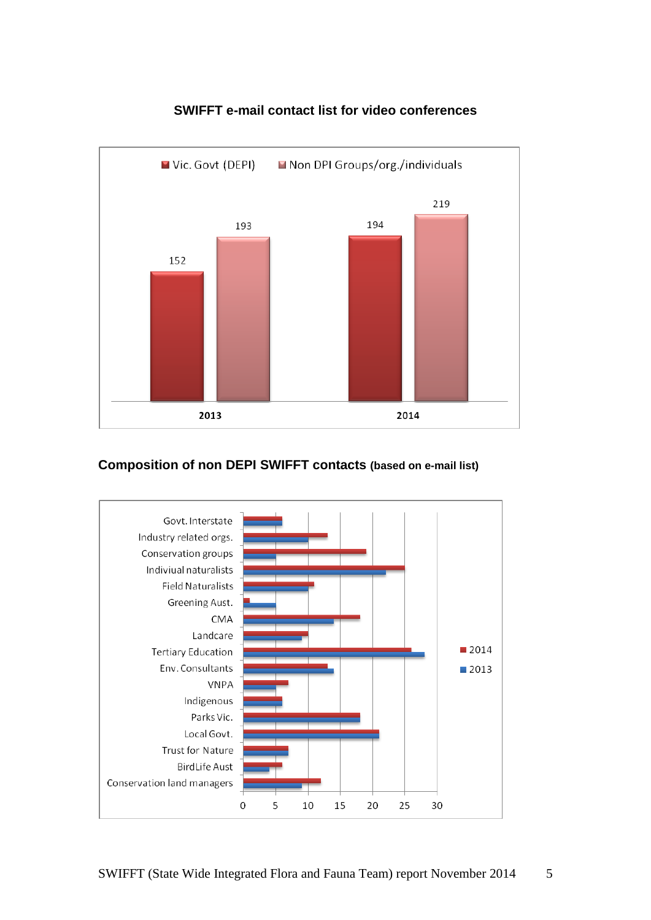## SWIFFT e-mail contact list for video conferences

| | Vic. Govt (DEPI) | Non DPI Groups/org./individuals |
|---|---|---|
| 2013 | 152 | 193 |
| 2014 | 194 | 219 |

## Composition of non DEPI SWIFFT contacts (based on e-mail list)

Categories (2014 and 2013; axis 0–30):

- Govt. Interstate
- Industry related orgs.
- Conservation groups
- Indiviual naturalists
- Field Naturalists
- Greening Aust.
- CMA
- Landcare
- Tertiary Education
- Env. Consultants
- VNPA
- Indigenous
- Parks Vic.
- Local Govt.
- Trust for Nature
- BirdLife Aust
- Conservation land managers

SWIFFT (State Wide Integrated Flora and Fauna Team) report November 2014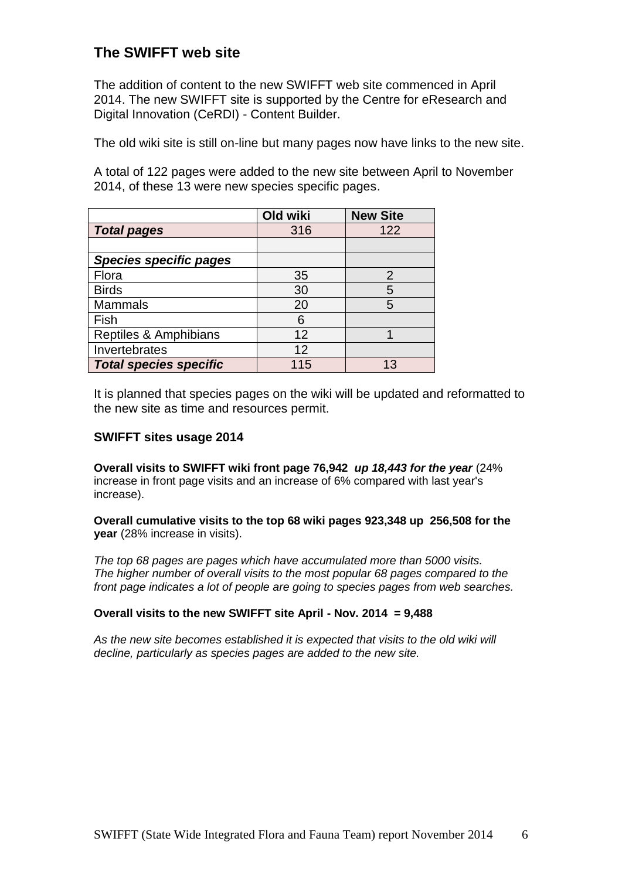## The SWIFFT web site

The addition of content to the new SWIFFT web site commenced in April 2014. The new SWIFFT site is supported by the Centre for eResearch and Digital Innovation (CeRDI) - Content Builder.

The old wiki site is still on-line but many pages now have links to the new site.

A total of 122 pages were added to the new site between April to November 2014, of these 13 were new species specific pages.

| | Old wiki | New Site |
|---|---|---|
| ***Total pages*** | 316 | 122 |
| | | |
| ***Species specific pages*** | | |
| Flora | 35 | 2 |
| Birds | 30 | 5 |
| Mammals | 20 | 5 |
| Fish | 6 | |
| Reptiles & Amphibians | 12 | 1 |
| Invertebrates | 12 | |
| ***Total species specific*** | 115 | 13 |

It is planned that species pages on the wiki will be updated and reformatted to the new site as time and resources permit.

### SWIFFT sites usage 2014

**Overall visits to SWIFFT wiki front page 76,942** ***up 18,443 for the year*** (24% increase in front page visits and an increase of 6% compared with last year's increase).

**Overall cumulative visits to the top 68 wiki pages 923,348 up 256,508 for the year** (28% increase in visits).

*The top 68 pages are pages which have accumulated more than 5000 visits. The higher number of overall visits to the most popular 68 pages compared to the front page indicates a lot of people are going to species pages from web searches.*

**Overall visits to the new SWIFFT site April - Nov. 2014 = 9,488**

*As the new site becomes established it is expected that visits to the old wiki will decline, particularly as species pages are added to the new site.*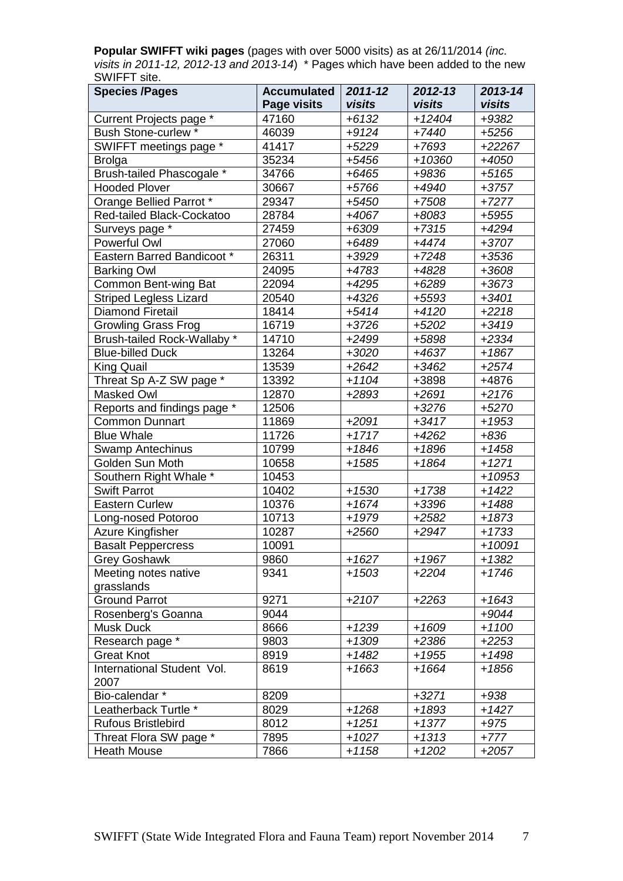**Popular SWIFFT wiki pages** (pages with over 5000 visits) as at 26/11/2014 *(inc. visits in 2011-12, 2012-13 and 2013-14*) * Pages which have been added to the new SWIFFT site.

| **Species /Pages** | **Accumulated Page visits** | ***2011-12 visits*** | ***2012-13 visits*** | ***2013-14 visits*** |
|---|---|---|---|---|
| Current Projects page * | 47160 | *+6132* | *+12404* | *+9382* |
| Bush Stone-curlew * | 46039 | *+9124* | *+7440* | *+5256* |
| SWIFFT meetings page * | 41417 | *+5229* | *+7693* | *+22267* |
| Brolga | 35234 | *+5456* | *+10360* | *+4050* |
| Brush-tailed Phascogale * | 34766 | *+6465* | *+9836* | *+5165* |
| Hooded Plover | 30667 | *+5766* | *+4940* | *+3757* |
| Orange Bellied Parrot * | 29347 | *+5450* | *+7508* | *+7277* |
| Red-tailed Black-Cockatoo | 28784 | *+4067* | *+8083* | *+5955* |
| Surveys page * | 27459 | *+6309* | *+7315* | *+4294* |
| Powerful Owl | 27060 | *+6489* | *+4474* | *+3707* |
| Eastern Barred Bandicoot * | 26311 | *+3929* | *+7248* | *+3536* |
| Barking Owl | 24095 | *+4783* | *+4828* | *+3608* |
| Common Bent-wing Bat | 22094 | *+4295* | *+6289* | *+3673* |
| Striped Legless Lizard | 20540 | *+4326* | *+5593* | *+3401* |
| Diamond Firetail | 18414 | *+5414* | *+4120* | *+2218* |
| Growling Grass Frog | 16719 | *+3726* | *+5202* | *+3419* |
| Brush-tailed Rock-Wallaby * | 14710 | *+2499* | *+5898* | *+2334* |
| Blue-billed Duck | 13264 | *+3020* | *+4637* | *+1867* |
| King Quail | 13539 | *+2642* | *+3462* | *+2574* |
| Threat Sp A-Z SW page * | 13392 | *+1104* | +3898 | +4876 |
| Masked Owl | 12870 | *+2893* | *+2691* | *+2176* |
| Reports and findings page * | 12506 | | *+3276* | *+5270* |
| Common Dunnart | 11869 | *+2091* | *+3417* | *+1953* |
| Blue Whale | 11726 | *+1717* | *+4262* | *+836* |
| Swamp Antechinus | 10799 | *+1846* | *+1896* | *+1458* |
| Golden Sun Moth | 10658 | *+1585* | *+1864* | *+1271* |
| Southern Right Whale * | 10453 | | | *+10953* |
| Swift Parrot | 10402 | *+1530* | *+1738* | *+1422* |
| Eastern Curlew | 10376 | *+1674* | *+3396* | *+1488* |
| Long-nosed Potoroo | 10713 | *+1979* | *+2582* | *+1873* |
| Azure Kingfisher | 10287 | *+2560* | *+2947* | *+1733* |
| Basalt Peppercress | 10091 | | | *+10091* |
| Grey Goshawk | 9860 | *+1627* | *+1967* | *+1382* |
| Meeting notes native grasslands | 9341 | *+1503* | *+2204* | *+1746* |
| Ground Parrot | 9271 | *+2107* | *+2263* | *+1643* |
| Rosenberg's Goanna | 9044 | | | *+9044* |
| Musk Duck | 8666 | *+1239* | *+1609* | *+1100* |
| Research page * | 9803 | *+1309* | *+2386* | *+2253* |
| Great Knot | 8919 | *+1482* | *+1955* | *+1498* |
| International Student Vol. 2007 | 8619 | *+1663* | *+1664* | *+1856* |
| Bio-calendar * | 8209 | | *+3271* | *+938* |
| Leatherback Turtle * | 8029 | *+1268* | *+1893* | *+1427* |
| Rufous Bristlebird | 8012 | *+1251* | *+1377* | *+975* |
| Threat Flora SW page * | 7895 | *+1027* | *+1313* | *+777* |
| Heath Mouse | 7866 | *+1158* | *+1202* | *+2057* |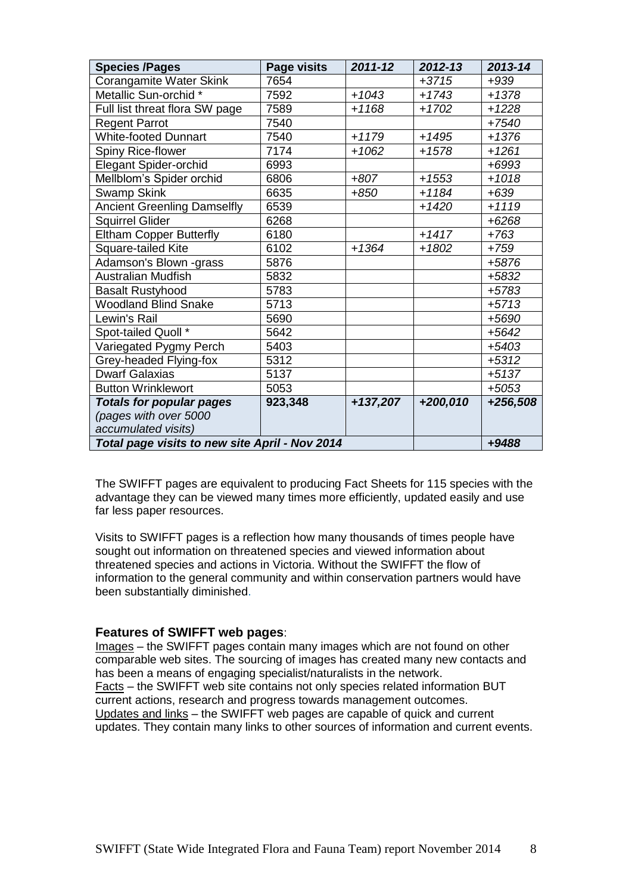| Species /Pages | Page visits | *2011-12* | *2012-13* | *2013-14* |
|---|---|---|---|---|
| Corangamite Water Skink | 7654 | | *+3715* | *+939* |
| Metallic Sun-orchid * | 7592 | *+1043* | *+1743* | *+1378* |
| Full list threat flora SW page | 7589 | *+1168* | *+1702* | *+1228* |
| Regent Parrot | 7540 | | | *+7540* |
| White-footed Dunnart | 7540 | *+1179* | *+1495* | *+1376* |
| Spiny Rice-flower | 7174 | *+1062* | *+1578* | *+1261* |
| Elegant Spider-orchid | 6993 | | | *+6993* |
| Mellblom's Spider orchid | 6806 | *+807* | *+1553* | *+1018* |
| Swamp Skink | 6635 | *+850* | *+1184* | *+639* |
| Ancient Greenling Damselfly | 6539 | | *+1420* | *+1119* |
| Squirrel Glider | 6268 | | | *+6268* |
| Eltham Copper Butterfly | 6180 | | *+1417* | *+763* |
| Square-tailed Kite | 6102 | *+1364* | *+1802* | *+759* |
| Adamson's Blown -grass | 5876 | | | *+5876* |
| Australian Mudfish | 5832 | | | *+5832* |
| Basalt Rustyhood | 5783 | | | *+5783* |
| Woodland Blind Snake | 5713 | | | *+5713* |
| Lewin's Rail | 5690 | | | *+5690* |
| Spot-tailed Quoll * | 5642 | | | *+5642* |
| Variegated Pygmy Perch | 5403 | | | *+5403* |
| Grey-headed Flying-fox | 5312 | | | *+5312* |
| Dwarf Galaxias | 5137 | | | *+5137* |
| Button Wrinklewort | 5053 | | | *+5053* |
| ***Totals for popular pages** (pages with over 5000 accumulated visits)* | **923,348** | ***+137,207*** | ***+200,010*** | ***+256,508*** |
| ***Total page visits to new site April - Nov 2014*** | | | | ***+9488*** |

The SWIFFT pages are equivalent to producing Fact Sheets for 115 species with the advantage they can be viewed many times more efficiently, updated easily and use far less paper resources.

Visits to SWIFFT pages is a reflection how many thousands of times people have sought out information on threatened species and viewed information about threatened species and actions in Victoria. Without the SWIFFT the flow of information to the general community and within conservation partners would have been substantially diminished.

### Features of SWIFFT web pages:

Images – the SWIFFT pages contain many images which are not found on other comparable web sites. The sourcing of images has created many new contacts and has been a means of engaging specialist/naturalists in the network.
Facts – the SWIFFT web site contains not only species related information BUT current actions, research and progress towards management outcomes.
Updates and links – the SWIFFT web pages are capable of quick and current updates. They contain many links to other sources of information and current events.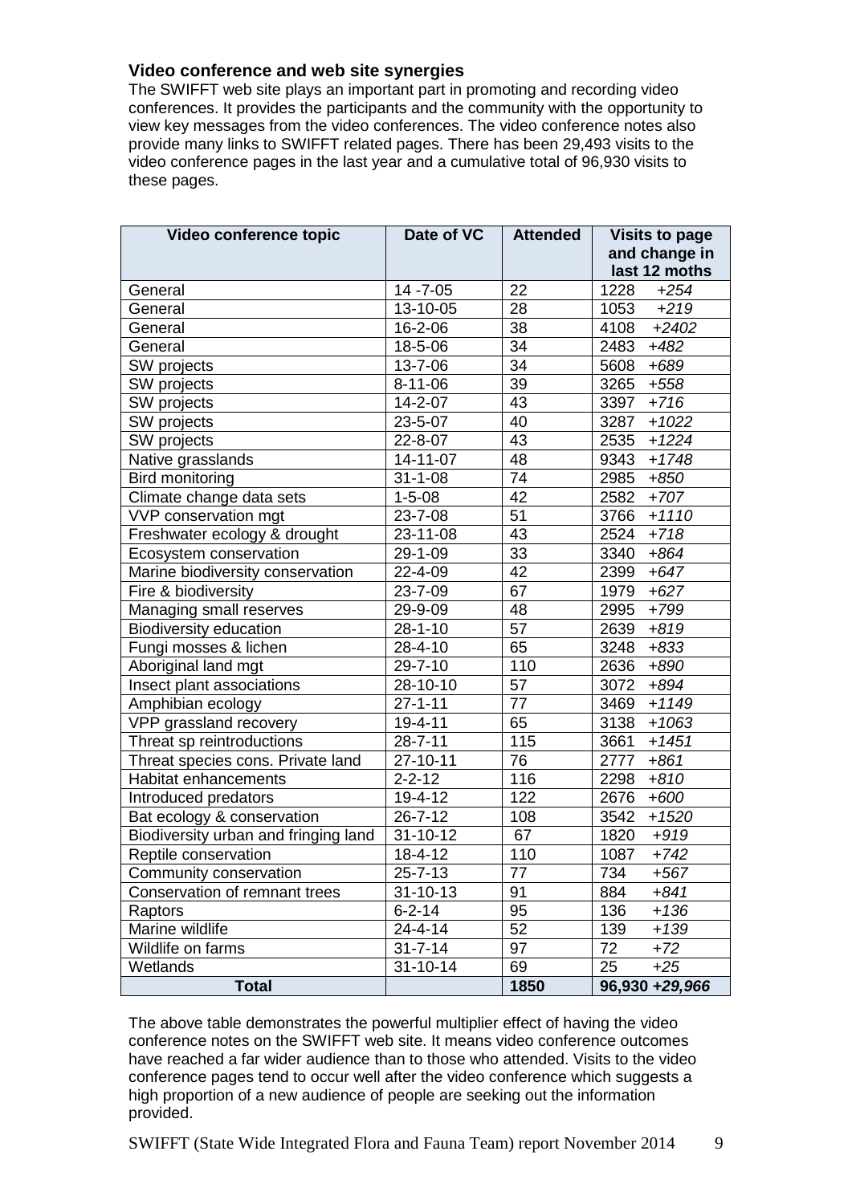### Video conference and web site synergies

The SWIFFT web site plays an important part in promoting and recording video conferences. It provides the participants and the community with the opportunity to view key messages from the video conferences. The video conference notes also provide many links to SWIFFT related pages. There has been 29,493 visits to the video conference pages in the last year and a cumulative total of 96,930 visits to these pages.

| Video conference topic | Date of VC | Attended | Visits to page and change in last 12 moths |
|---|---|---|---|
| General | 14 -7-05 | 22 | 1228 *+254* |
| General | 13-10-05 | 28 | 1053 *+219* |
| General | 16-2-06 | 38 | 4108 *+2402* |
| General | 18-5-06 | 34 | 2483 *+482* |
| SW projects | 13-7-06 | 34 | 5608 *+689* |
| SW projects | 8-11-06 | 39 | 3265 *+558* |
| SW projects | 14-2-07 | 43 | 3397 *+716* |
| SW projects | 23-5-07 | 40 | 3287 *+1022* |
| SW projects | 22-8-07 | 43 | 2535 *+1224* |
| Native grasslands | 14-11-07 | 48 | 9343 *+1748* |
| Bird monitoring | 31-1-08 | 74 | 2985 *+850* |
| Climate change data sets | 1-5-08 | 42 | 2582 *+707* |
| VVP conservation mgt | 23-7-08 | 51 | 3766 *+1110* |
| Freshwater ecology & drought | 23-11-08 | 43 | 2524 *+718* |
| Ecosystem conservation | 29-1-09 | 33 | 3340 *+864* |
| Marine biodiversity conservation | 22-4-09 | 42 | 2399 *+647* |
| Fire & biodiversity | 23-7-09 | 67 | 1979 *+627* |
| Managing small reserves | 29-9-09 | 48 | 2995 *+799* |
| Biodiversity education | 28-1-10 | 57 | 2639 *+819* |
| Fungi mosses & lichen | 28-4-10 | 65 | 3248 *+833* |
| Aboriginal land mgt | 29-7-10 | 110 | 2636 *+890* |
| Insect plant associations | 28-10-10 | 57 | 3072 *+894* |
| Amphibian ecology | 27-1-11 | 77 | 3469 *+1149* |
| VPP grassland recovery | 19-4-11 | 65 | 3138 *+1063* |
| Threat sp reintroductions | 28-7-11 | 115 | 3661 *+1451* |
| Threat species cons. Private land | 27-10-11 | 76 | 2777 *+861* |
| Habitat enhancements | 2-2-12 | 116 | 2298 *+810* |
| Introduced predators | 19-4-12 | 122 | 2676 *+600* |
| Bat ecology & conservation | 26-7-12 | 108 | 3542 *+1520* |
| Biodiversity urban and fringing land | 31-10-12 | 67 | 1820 *+919* |
| Reptile conservation | 18-4-12 | 110 | 1087 *+742* |
| Community conservation | 25-7-13 | 77 | 734 *+567* |
| Conservation of remnant trees | 31-10-13 | 91 | 884 *+841* |
| Raptors | 6-2-14 | 95 | 136 *+136* |
| Marine wildlife | 24-4-14 | 52 | 139 *+139* |
| Wildlife on farms | 31-7-14 | 97 | 72 *+72* |
| Wetlands | 31-10-14 | 69 | 25 *+25* |
| **Total** | | **1850** | **96,930 *+29,966*** |

The above table demonstrates the powerful multiplier effect of having the video conference notes on the SWIFFT web site. It means video conference outcomes have reached a far wider audience than to those who attended. Visits to the video conference pages tend to occur well after the video conference which suggests a high proportion of a new audience of people are seeking out the information provided.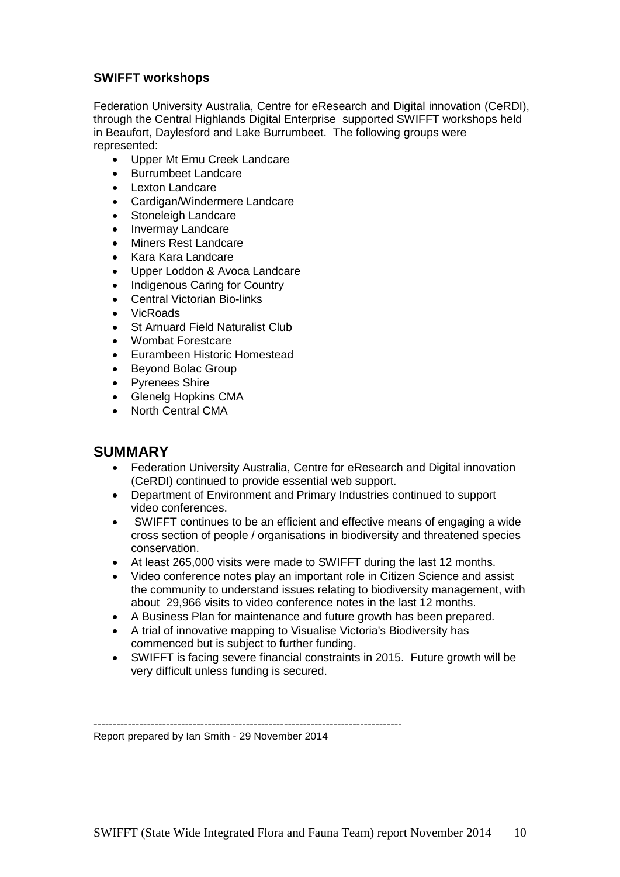### SWIFFT workshops

Federation University Australia, Centre for eResearch and Digital innovation (CeRDI), through the Central Highlands Digital Enterprise supported SWIFFT workshops held in Beaufort, Daylesford and Lake Burrumbeet. The following groups were represented:

- Upper Mt Emu Creek Landcare
- Burrumbeet Landcare
- Lexton Landcare
- Cardigan/Windermere Landcare
- Stoneleigh Landcare
- Invermay Landcare
- Miners Rest Landcare
- Kara Kara Landcare
- Upper Loddon & Avoca Landcare
- Indigenous Caring for Country
- Central Victorian Bio-links
- VicRoads
- St Arnuard Field Naturalist Club
- Wombat Forestcare
- Eurambeen Historic Homestead
- Beyond Bolac Group
- Pyrenees Shire
- Glenelg Hopkins CMA
- North Central CMA

## SUMMARY

- Federation University Australia, Centre for eResearch and Digital innovation (CeRDI) continued to provide essential web support.
- Department of Environment and Primary Industries continued to support video conferences.
- SWIFFT continues to be an efficient and effective means of engaging a wide cross section of people / organisations in biodiversity and threatened species conservation.
- At least 265,000 visits were made to SWIFFT during the last 12 months.
- Video conference notes play an important role in Citizen Science and assist the community to understand issues relating to biodiversity management, with about 29,966 visits to video conference notes in the last 12 months.
- A Business Plan for maintenance and future growth has been prepared.
- A trial of innovative mapping to Visualise Victoria's Biodiversity has commenced but is subject to further funding.
- SWIFFT is facing severe financial constraints in 2015. Future growth will be very difficult unless funding is secured.

--------------------------------------------------------------------------------
Report prepared by Ian Smith - 29 November 2014